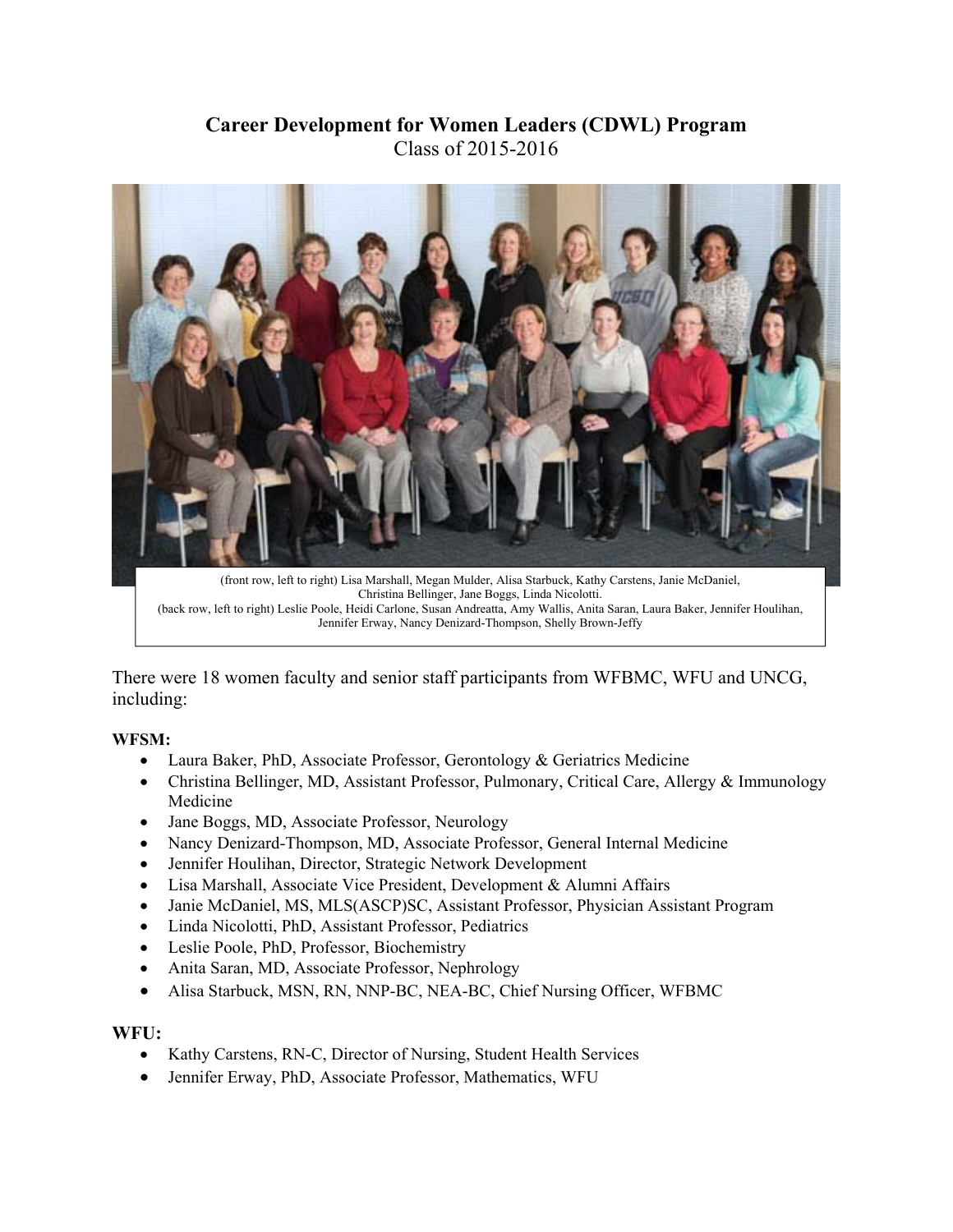# Career Development for Women Leaders (CDWL) Program

Class of 2015-2016

(front row, left to right) Lisa Marshall, Megan Mulder, Alisa Starbuck, Kathy Carstens, Janie McDaniel, Christina Bellinger, Jane Boggs, Linda Nicolotti.
(back row, left to right) Leslie Poole, Heidi Carlone, Susan Andreatta, Amy Wallis, Anita Saran, Laura Baker, Jennifer Houlihan, Jennifer Erway, Nancy Denizard-Thompson, Shelly Brown-Jeffy

There were 18 women faculty and senior staff participants from WFBMC, WFU and UNCG, including:

**WFSM:**

- Laura Baker, PhD, Associate Professor, Gerontology & Geriatrics Medicine
- Christina Bellinger, MD, Assistant Professor, Pulmonary, Critical Care, Allergy & Immunology Medicine
- Jane Boggs, MD, Associate Professor, Neurology
- Nancy Denizard-Thompson, MD, Associate Professor, General Internal Medicine
- Jennifer Houlihan, Director, Strategic Network Development
- Lisa Marshall, Associate Vice President, Development & Alumni Affairs
- Janie McDaniel, MS, MLS(ASCP)SC, Assistant Professor, Physician Assistant Program
- Linda Nicolotti, PhD, Assistant Professor, Pediatrics
- Leslie Poole, PhD, Professor, Biochemistry
- Anita Saran, MD, Associate Professor, Nephrology
- Alisa Starbuck, MSN, RN, NNP-BC, NEA-BC, Chief Nursing Officer, WFBMC

**WFU:**

- Kathy Carstens, RN-C, Director of Nursing, Student Health Services
- Jennifer Erway, PhD, Associate Professor, Mathematics, WFU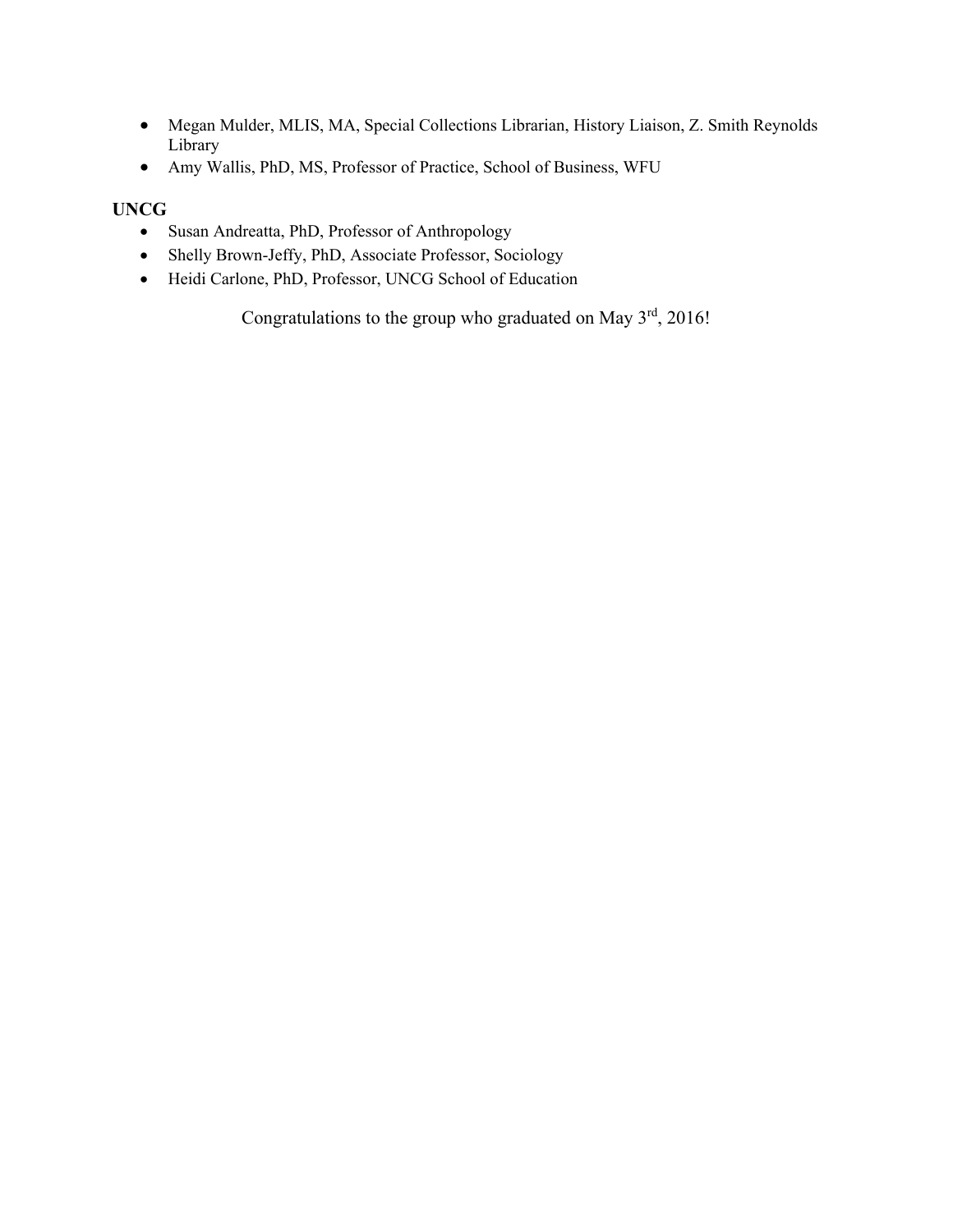- Megan Mulder, MLIS, MA, Special Collections Librarian, History Liaison, Z. Smith Reynolds Library
- Amy Wallis, PhD, MS, Professor of Practice, School of Business, WFU

**UNCG**

- Susan Andreatta, PhD, Professor of Anthropology
- Shelly Brown-Jeffy, PhD, Associate Professor, Sociology
- Heidi Carlone, PhD, Professor, UNCG School of Education

Congratulations to the group who graduated on May 3rd, 2016!